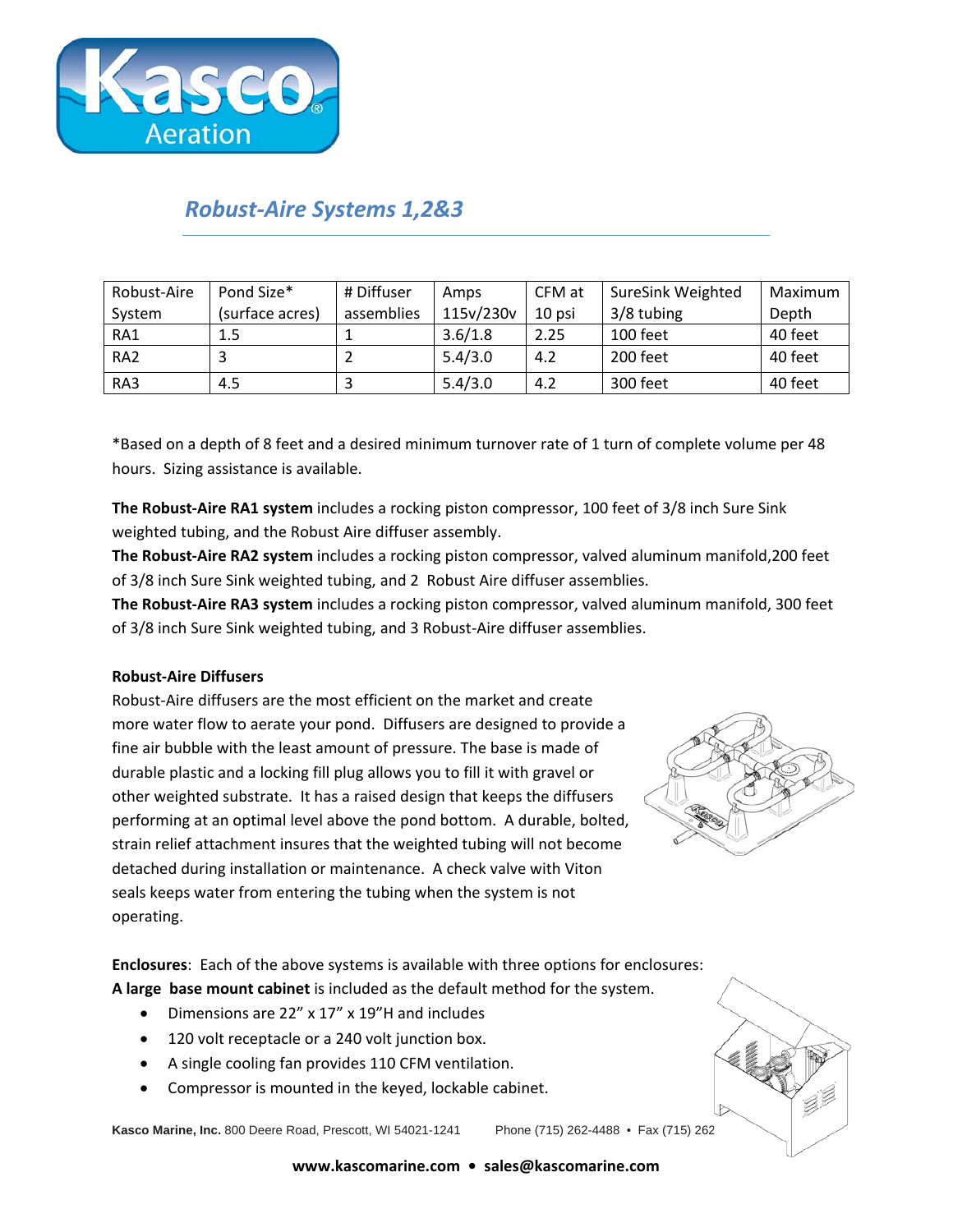## *Robust-Aire Systems 1,2&3*

| Robust-Aire System | Pond Size* (surface acres) | # Diffuser assemblies | Amps 115v/230v | CFM at 10 psi | SureSink Weighted 3/8 tubing | Maximum Depth |
|---|---|---|---|---|---|---|
| RA1 | 1.5 | 1 | 3.6/1.8 | 2.25 | 100 feet | 40 feet |
| RA2 | 3 | 2 | 5.4/3.0 | 4.2 | 200 feet | 40 feet |
| RA3 | 4.5 | 3 | 5.4/3.0 | 4.2 | 300 feet | 40 feet |

*Based on a depth of 8 feet and a desired minimum turnover rate of 1 turn of complete volume per 48 hours. Sizing assistance is available.

**The Robust-Aire RA1 system** includes a rocking piston compressor, 100 feet of 3/8 inch Sure Sink weighted tubing, and the Robust Aire diffuser assembly.
**The Robust-Aire RA2 system** includes a rocking piston compressor, valved aluminum manifold,200 feet of 3/8 inch Sure Sink weighted tubing, and 2 Robust Aire diffuser assemblies.
**The Robust-Aire RA3 system** includes a rocking piston compressor, valved aluminum manifold, 300 feet of 3/8 inch Sure Sink weighted tubing, and 3 Robust-Aire diffuser assemblies.

**Robust-Aire Diffusers**
Robust-Aire diffusers are the most efficient on the market and create more water flow to aerate your pond. Diffusers are designed to provide a fine air bubble with the least amount of pressure. The base is made of durable plastic and a locking fill plug allows you to fill it with gravel or other weighted substrate. It has a raised design that keeps the diffusers performing at an optimal level above the pond bottom. A durable, bolted, strain relief attachment insures that the weighted tubing will not become detached during installation or maintenance. A check valve with Viton seals keeps water from entering the tubing when the system is not operating.

**Enclosures**: Each of the above systems is available with three options for enclosures:
**A large base mount cabinet** is included as the default method for the system.

- Dimensions are 22" x 17" x 19"H and includes
- 120 volt receptacle or a 240 volt junction box.
- A single cooling fan provides 110 CFM ventilation.
- Compressor is mounted in the keyed, lockable cabinet.

**Kasco Marine, Inc.** 800 Deere Road, Prescott, WI 54021-1241 Phone (715) 262-4488 • Fax (715) 262

**www.kascomarine.com • sales@kascomarine.com**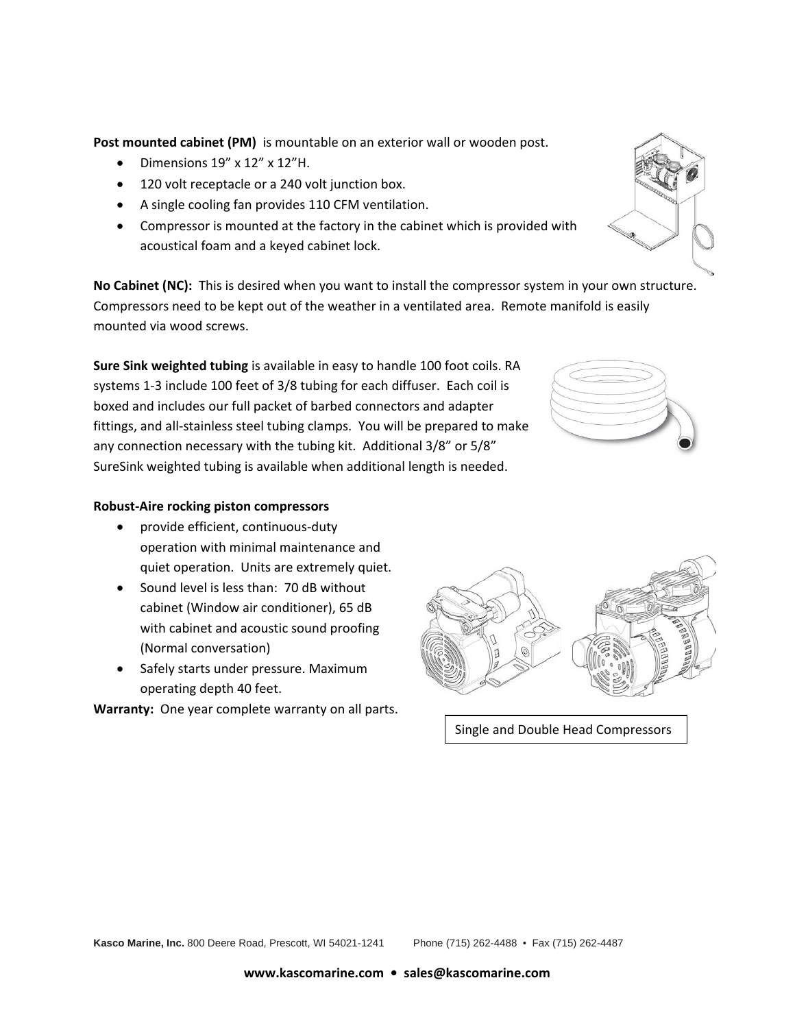**Post mounted cabinet (PM)** is mountable on an exterior wall or wooden post.

- Dimensions 19" x 12" x 12"H.
- 120 volt receptacle or a 240 volt junction box.
- A single cooling fan provides 110 CFM ventilation.
- Compressor is mounted at the factory in the cabinet which is provided with acoustical foam and a keyed cabinet lock.

**No Cabinet (NC):** This is desired when you want to install the compressor system in your own structure. Compressors need to be kept out of the weather in a ventilated area. Remote manifold is easily mounted via wood screws.

**Sure Sink weighted tubing** is available in easy to handle 100 foot coils. RA systems 1-3 include 100 feet of 3/8 tubing for each diffuser. Each coil is boxed and includes our full packet of barbed connectors and adapter fittings, and all-stainless steel tubing clamps. You will be prepared to make any connection necessary with the tubing kit. Additional 3/8" or 5/8" SureSink weighted tubing is available when additional length is needed.

**Robust-Aire rocking piston compressors**

- provide efficient, continuous-duty operation with minimal maintenance and quiet operation. Units are extremely quiet.
- Sound level is less than: 70 dB without cabinet (Window air conditioner), 65 dB with cabinet and acoustic sound proofing (Normal conversation)
- Safely starts under pressure. Maximum operating depth 40 feet.

**Warranty:** One year complete warranty on all parts.

Single and Double Head Compressors

**Kasco Marine, Inc.** 800 Deere Road, Prescott, WI 54021-1241 Phone (715) 262-4488 • Fax (715) 262-4487

**www.kascomarine.com • sales@kascomarine.com**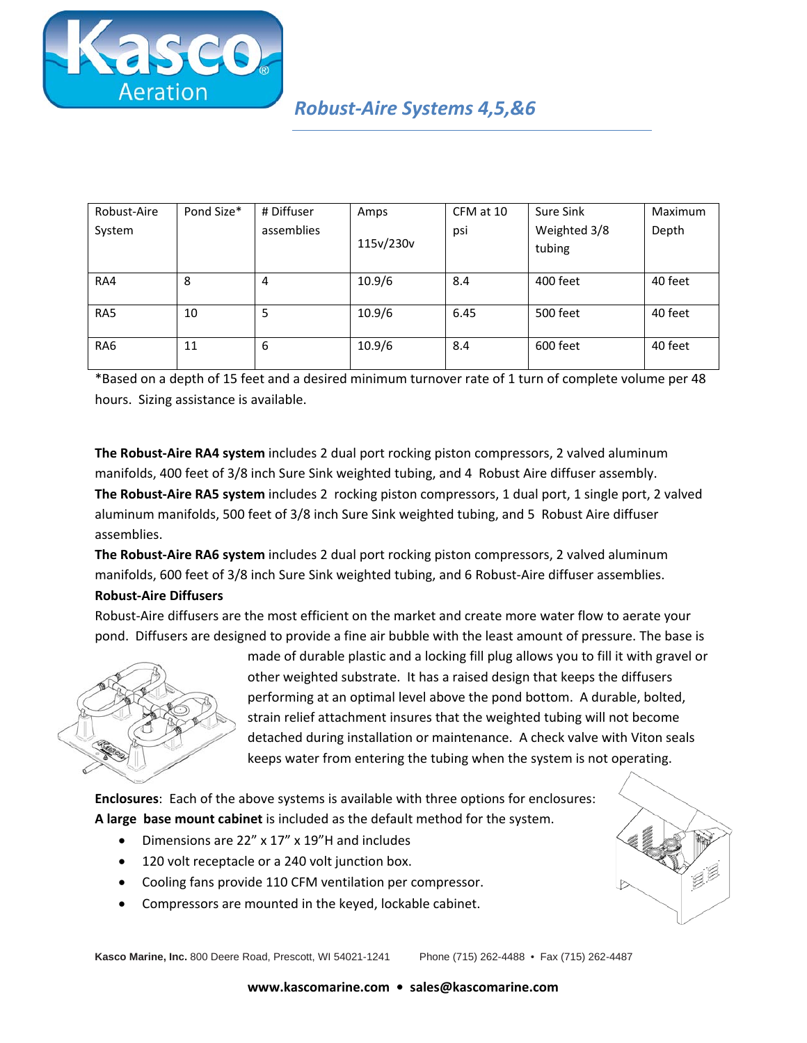## *Robust-Aire Systems 4,5,&6*

| Robust-Aire System | Pond Size* | # Diffuser assemblies | Amps 115v/230v | CFM at 10 psi | Sure Sink Weighted 3/8 tubing | Maximum Depth |
|---|---|---|---|---|---|---|
| RA4 | 8 | 4 | 10.9/6 | 8.4 | 400 feet | 40 feet |
| RA5 | 10 | 5 | 10.9/6 | 6.45 | 500 feet | 40 feet |
| RA6 | 11 | 6 | 10.9/6 | 8.4 | 600 feet | 40 feet |

*Based on a depth of 15 feet and a desired minimum turnover rate of 1 turn of complete volume per 48 hours. Sizing assistance is available.

**The Robust-Aire RA4 system** includes 2 dual port rocking piston compressors, 2 valved aluminum manifolds, 400 feet of 3/8 inch Sure Sink weighted tubing, and 4 Robust Aire diffuser assembly.

**The Robust-Aire RA5 system** includes 2 rocking piston compressors, 1 dual port, 1 single port, 2 valved aluminum manifolds, 500 feet of 3/8 inch Sure Sink weighted tubing, and 5 Robust Aire diffuser assemblies.

**The Robust-Aire RA6 system** includes 2 dual port rocking piston compressors, 2 valved aluminum manifolds, 600 feet of 3/8 inch Sure Sink weighted tubing, and 6 Robust-Aire diffuser assemblies.

**Robust-Aire Diffusers**

Robust-Aire diffusers are the most efficient on the market and create more water flow to aerate your pond. Diffusers are designed to provide a fine air bubble with the least amount of pressure. The base is made of durable plastic and a locking fill plug allows you to fill it with gravel or other weighted substrate. It has a raised design that keeps the diffusers performing at an optimal level above the pond bottom. A durable, bolted, strain relief attachment insures that the weighted tubing will not become detached during installation or maintenance. A check valve with Viton seals keeps water from entering the tubing when the system is not operating.

**Enclosures**: Each of the above systems is available with three options for enclosures:

**A large base mount cabinet** is included as the default method for the system.

- Dimensions are 22" x 17" x 19"H and includes
- 120 volt receptacle or a 240 volt junction box.
- Cooling fans provide 110 CFM ventilation per compressor.
- Compressors are mounted in the keyed, lockable cabinet.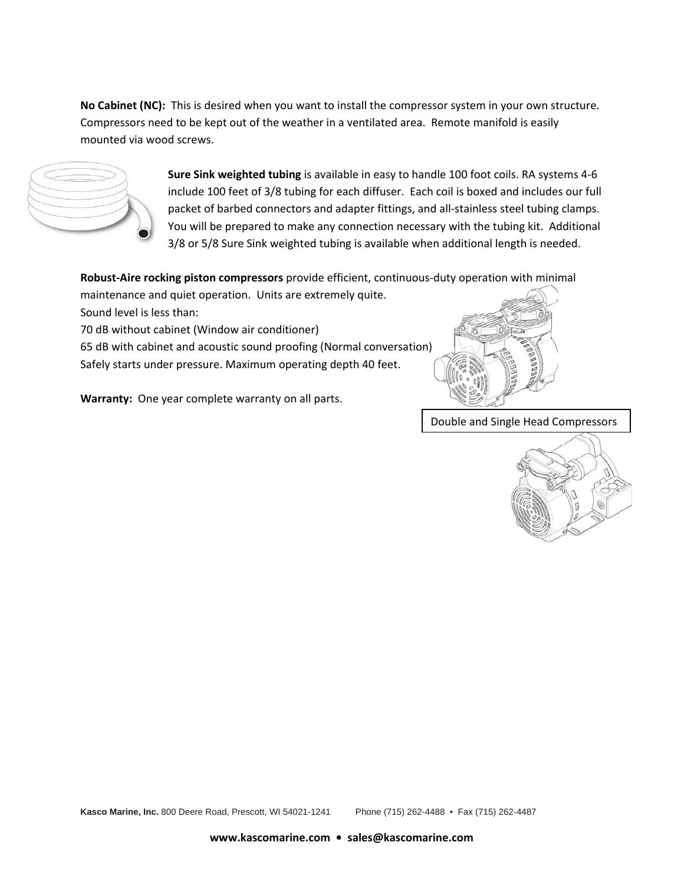**No Cabinet (NC):** This is desired when you want to install the compressor system in your own structure. Compressors need to be kept out of the weather in a ventilated area. Remote manifold is easily mounted via wood screws.

**Sure Sink weighted tubing** is available in easy to handle 100 foot coils. RA systems 4-6 include 100 feet of 3/8 tubing for each diffuser. Each coil is boxed and includes our full packet of barbed connectors and adapter fittings, and all-stainless steel tubing clamps. You will be prepared to make any connection necessary with the tubing kit. Additional 3/8 or 5/8 Sure Sink weighted tubing is available when additional length is needed.

**Robust-Aire rocking piston compressors** provide efficient, continuous-duty operation with minimal maintenance and quiet operation. Units are extremely quite.
Sound level is less than:
70 dB without cabinet (Window air conditioner)
65 dB with cabinet and acoustic sound proofing (Normal conversation)
Safely starts under pressure. Maximum operating depth 40 feet.

**Warranty:** One year complete warranty on all parts.

Double and Single Head Compressors

**Kasco Marine, Inc.** 800 Deere Road, Prescott, WI 54021-1241 Phone (715) 262-4488 • Fax (715) 262-4487

**www.kascomarine.com • sales@kascomarine.com**